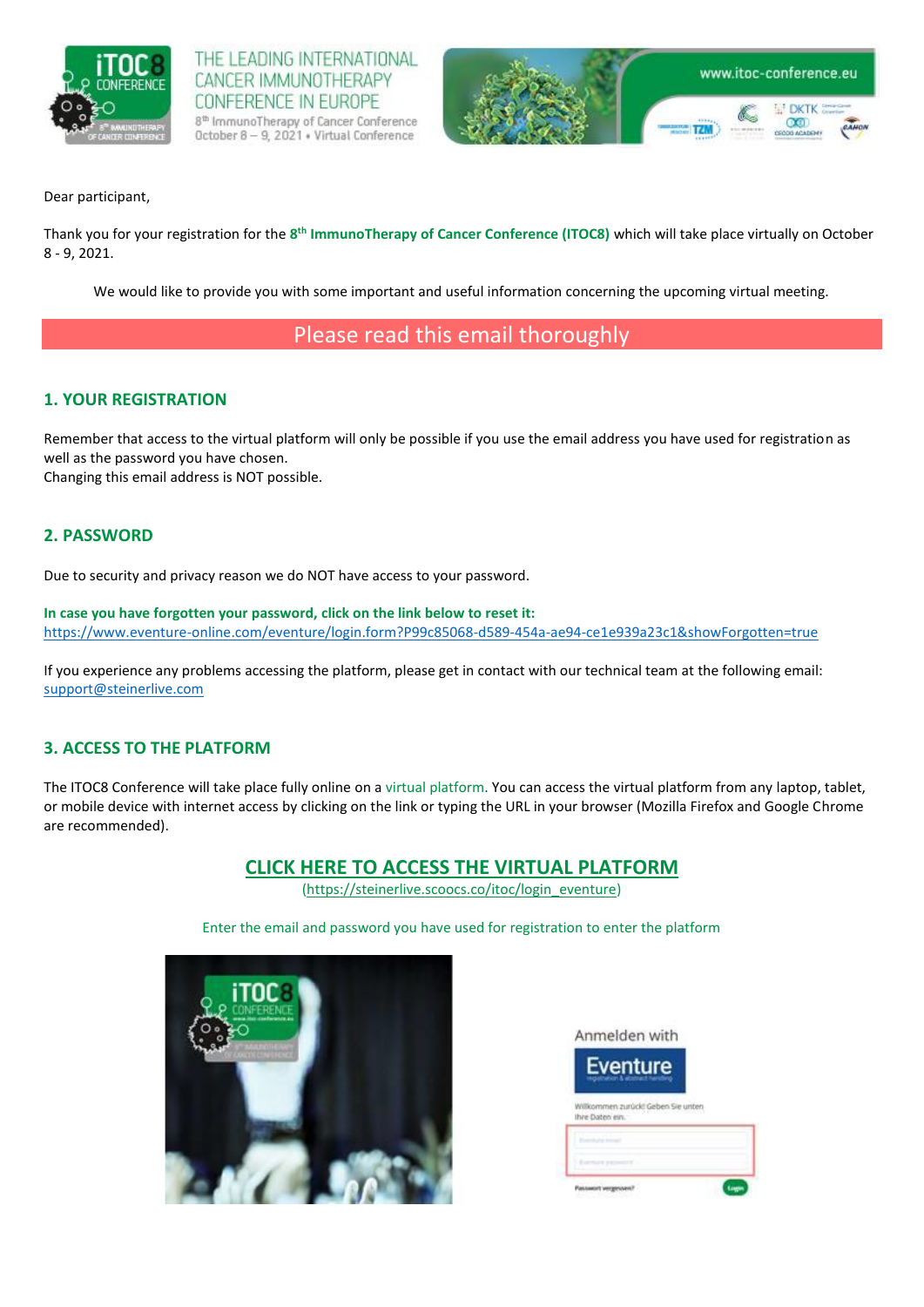THE LEADING INTERNATIONAL CANCER IMMUNOTHERAPY CONFERENCE IN EUROPE

8th ImmunoTherapy of Cancer Conference
October 8 – 9, 2021 • Virtual Conference

www.itoc-conference.eu

Dear participant,

Thank you for your registration for the **8th ImmunoTherapy of Cancer Conference (ITOC8)** which will take place virtually on October 8 - 9, 2021.

We would like to provide you with some important and useful information concerning the upcoming virtual meeting.

## Please read this email thoroughly

### 1. YOUR REGISTRATION

Remember that access to the virtual platform will only be possible if you use the email address you have used for registration as well as the password you have chosen.
Changing this email address is NOT possible.

### 2. PASSWORD

Due to security and privacy reason we do NOT have access to your password.

**In case you have forgotten your password, click on the link below to reset it:**
https://www.eventure-online.com/eventure/login.form?P99c85068-d589-454a-ae94-ce1e939a23c1&showForgotten=true

If you experience any problems accessing the platform, please get in contact with our technical team at the following email: support@steinerlive.com

### 3. ACCESS TO THE PLATFORM

The ITOC8 Conference will take place fully online on a virtual platform. You can access the virtual platform from any laptop, tablet, or mobile device with internet access by clicking on the link or typing the URL in your browser (Mozilla Firefox and Google Chrome are recommended).

**CLICK HERE TO ACCESS THE VIRTUAL PLATFORM**
(https://steinerlive.scoocs.co/itoc/login_eventure)

Enter the email and password you have used for registration to enter the platform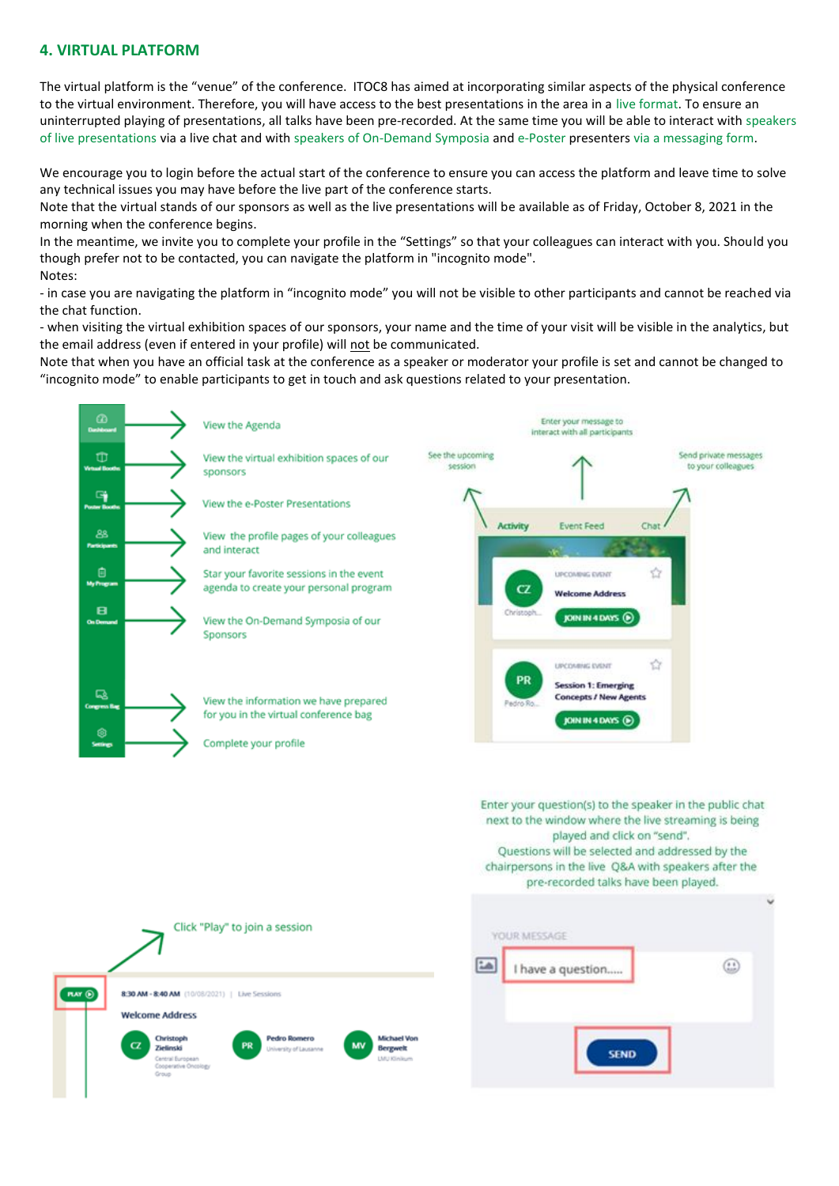## 4. VIRTUAL PLATFORM

The virtual platform is the "venue" of the conference. ITOC8 has aimed at incorporating similar aspects of the physical conference to the virtual environment. Therefore, you will have access to the best presentations in the area in a live format. To ensure an uninterrupted playing of presentations, all talks have been pre-recorded. At the same time you will be able to interact with speakers of live presentations via a live chat and with speakers of On-Demand Symposia and e-Poster presenters via a messaging form.

We encourage you to login before the actual start of the conference to ensure you can access the platform and leave time to solve any technical issues you may have before the live part of the conference starts.

Note that the virtual stands of our sponsors as well as the live presentations will be available as of Friday, October 8, 2021 in the morning when the conference begins.

In the meantime, we invite you to complete your profile in the "Settings" so that your colleagues can interact with you. Should you though prefer not to be contacted, you can navigate the platform in "incognito mode".

Notes:

- in case you are navigating the platform in "incognito mode" you will not be visible to other participants and cannot be reached via the chat function.
- when visiting the virtual exhibition spaces of our sponsors, your name and the time of your visit will be visible in the analytics, but the email address (even if entered in your profile) will not be communicated.

Note that when you have an official task at the conference as a speaker or moderator your profile is set and cannot be changed to "incognito mode" to enable participants to get in touch and ask questions related to your presentation.

- Dashboard → View the Agenda
- Virtual Booths → View the virtual exhibition spaces of our sponsors
- Poster Booths → View the e-Poster Presentations
- Participants → View the profile pages of your colleagues and interact
- My Program → Star your favorite sessions in the event agenda to create your personal program
- On Demand → View the On-Demand Symposia of our Sponsors
- Congress Bag → View the information we have prepared for you in the virtual conference bag
- Settings → Complete your profile

Activity: See the upcoming session
Event Feed: Enter your message to interact with all participants
Chat: Send private messages to your colleagues

Click "Play" to join a session

Enter your question(s) to the speaker in the public chat next to the window where the live streaming is being played and click on "send". Questions will be selected and addressed by the chairpersons in the live Q&A with speakers after the pre-recorded talks have been played.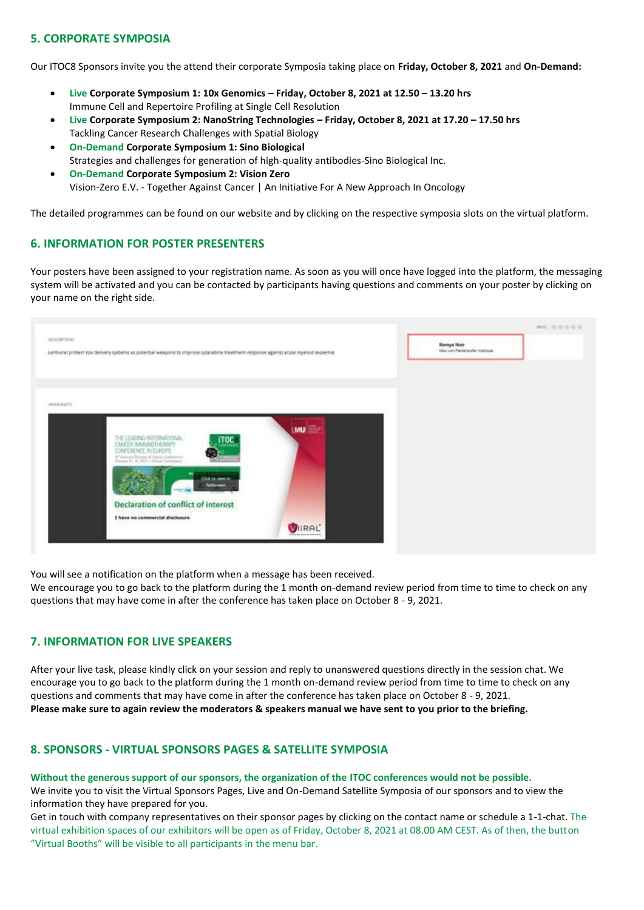## 5. CORPORATE SYMPOSIA

Our ITOC8 Sponsors invite you the attend their corporate Symposia taking place on **Friday, October 8, 2021** and **On-Demand:**

- **Live Corporate Symposium 1: 10x Genomics – Friday, October 8, 2021 at 12.50 – 13.20 hrs**
  Immune Cell and Repertoire Profiling at Single Cell Resolution
- **Live Corporate Symposium 2: NanoString Technologies – Friday, October 8, 2021 at 17.20 – 17.50 hrs**
  Tackling Cancer Research Challenges with Spatial Biology
- **On-Demand Corporate Symposium 1: Sino Biological**
  Strategies and challenges for generation of high-quality antibodies-Sino Biological Inc.
- **On-Demand Corporate Symposium 2: Vision Zero**
  Vision-Zero E.V. - Together Against Cancer | An Initiative For A New Approach In Oncology

The detailed programmes can be found on our website and by clicking on the respective symposia slots on the virtual platform.

## 6. INFORMATION FOR POSTER PRESENTERS

Your posters have been assigned to your registration name. As soon as you will once have logged into the platform, the messaging system will be activated and you can be contacted by participants having questions and comments on your poster by clicking on your name on the right side.

You will see a notification on the platform when a message has been received.
We encourage you to go back to the platform during the 1 month on-demand review period from time to time to check on any questions that may have come in after the conference has taken place on October 8 - 9, 2021.

## 7. INFORMATION FOR LIVE SPEAKERS

After your live task, please kindly click on your session and reply to unanswered questions directly in the session chat. We encourage you to go back to the platform during the 1 month on-demand review period from time to time to check on any questions and comments that may have come in after the conference has taken place on October 8 - 9, 2021.
**Please make sure to again review the moderators & speakers manual we have sent to you prior to the briefing.**

## 8. SPONSORS - VIRTUAL SPONSORS PAGES & SATELLITE SYMPOSIA

**Without the generous support of our sponsors, the organization of the ITOC conferences would not be possible.**
We invite you to visit the Virtual Sponsors Pages, Live and On-Demand Satellite Symposia of our sponsors and to view the information they have prepared for you.
Get in touch with company representatives on their sponsor pages by clicking on the contact name or schedule a 1-1-chat. The virtual exhibition spaces of our exhibitors will be open as of Friday, October 8, 2021 at 08.00 AM CEST. As of then, the button "Virtual Booths" will be visible to all participants in the menu bar.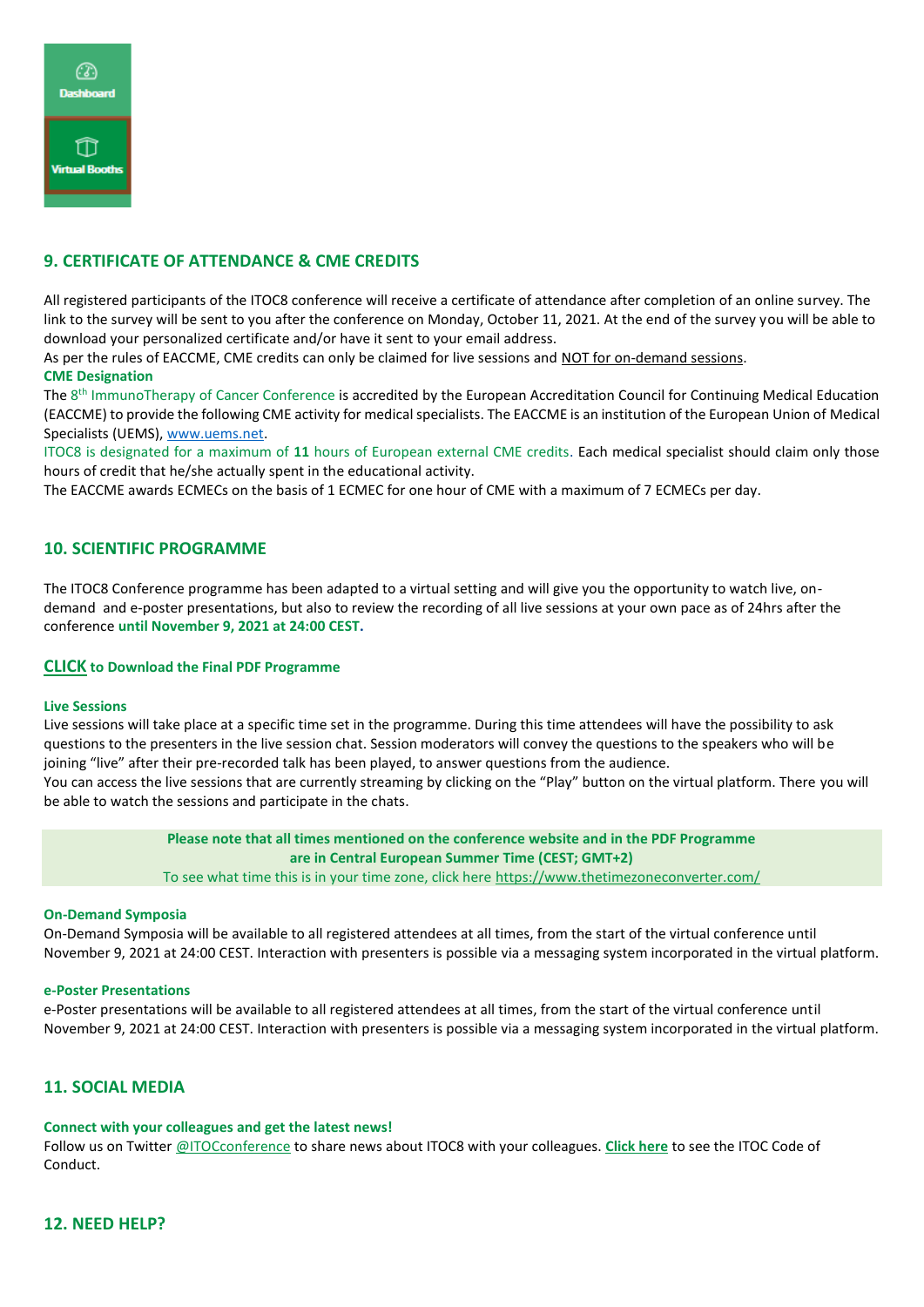Dashboard

Virtual Booths

## 9. CERTIFICATE OF ATTENDANCE & CME CREDITS

All registered participants of the ITOC8 conference will receive a certificate of attendance after completion of an online survey. The link to the survey will be sent to you after the conference on Monday, October 11, 2021. At the end of the survey you will be able to download your personalized certificate and/or have it sent to your email address.
As per the rules of EACCME, CME credits can only be claimed for live sessions and NOT for on-demand sessions.

**CME Designation**

The 8th ImmunoTherapy of Cancer Conference is accredited by the European Accreditation Council for Continuing Medical Education (EACCME) to provide the following CME activity for medical specialists. The EACCME is an institution of the European Union of Medical Specialists (UEMS), www.uems.net.
ITOC8 is designated for a maximum of **11** hours of European external CME credits. Each medical specialist should claim only those hours of credit that he/she actually spent in the educational activity.
The EACCME awards ECMECs on the basis of 1 ECMEC for one hour of CME with a maximum of 7 ECMECs per day.

## 10. SCIENTIFIC PROGRAMME

The ITOC8 Conference programme has been adapted to a virtual setting and will give you the opportunity to watch live, on-demand and e-poster presentations, but also to review the recording of all live sessions at your own pace as of 24hrs after the conference **until November 9, 2021 at 24:00 CEST.**

**CLICK to Download the Final PDF Programme**

**Live Sessions**

Live sessions will take place at a specific time set in the programme. During this time attendees will have the possibility to ask questions to the presenters in the live session chat. Session moderators will convey the questions to the speakers who will be joining "live" after their pre-recorded talk has been played, to answer questions from the audience.
You can access the live sessions that are currently streaming by clicking on the "Play" button on the virtual platform. There you will be able to watch the sessions and participate in the chats.

**Please note that all times mentioned on the conference website and in the PDF Programme are in Central European Summer Time (CEST; GMT+2)**
To see what time this is in your time zone, click here https://www.thetimezoneconverter.com/

**On-Demand Symposia**

On-Demand Symposia will be available to all registered attendees at all times, from the start of the virtual conference until November 9, 2021 at 24:00 CEST. Interaction with presenters is possible via a messaging system incorporated in the virtual platform.

**e-Poster Presentations**

e-Poster presentations will be available to all registered attendees at all times, from the start of the virtual conference until November 9, 2021 at 24:00 CEST. Interaction with presenters is possible via a messaging system incorporated in the virtual platform.

## 11. SOCIAL MEDIA

**Connect with your colleagues and get the latest news!**

Follow us on Twitter @ITOCconference to share news about ITOC8 with your colleagues. **Click here** to see the ITOC Code of Conduct.

## 12. NEED HELP?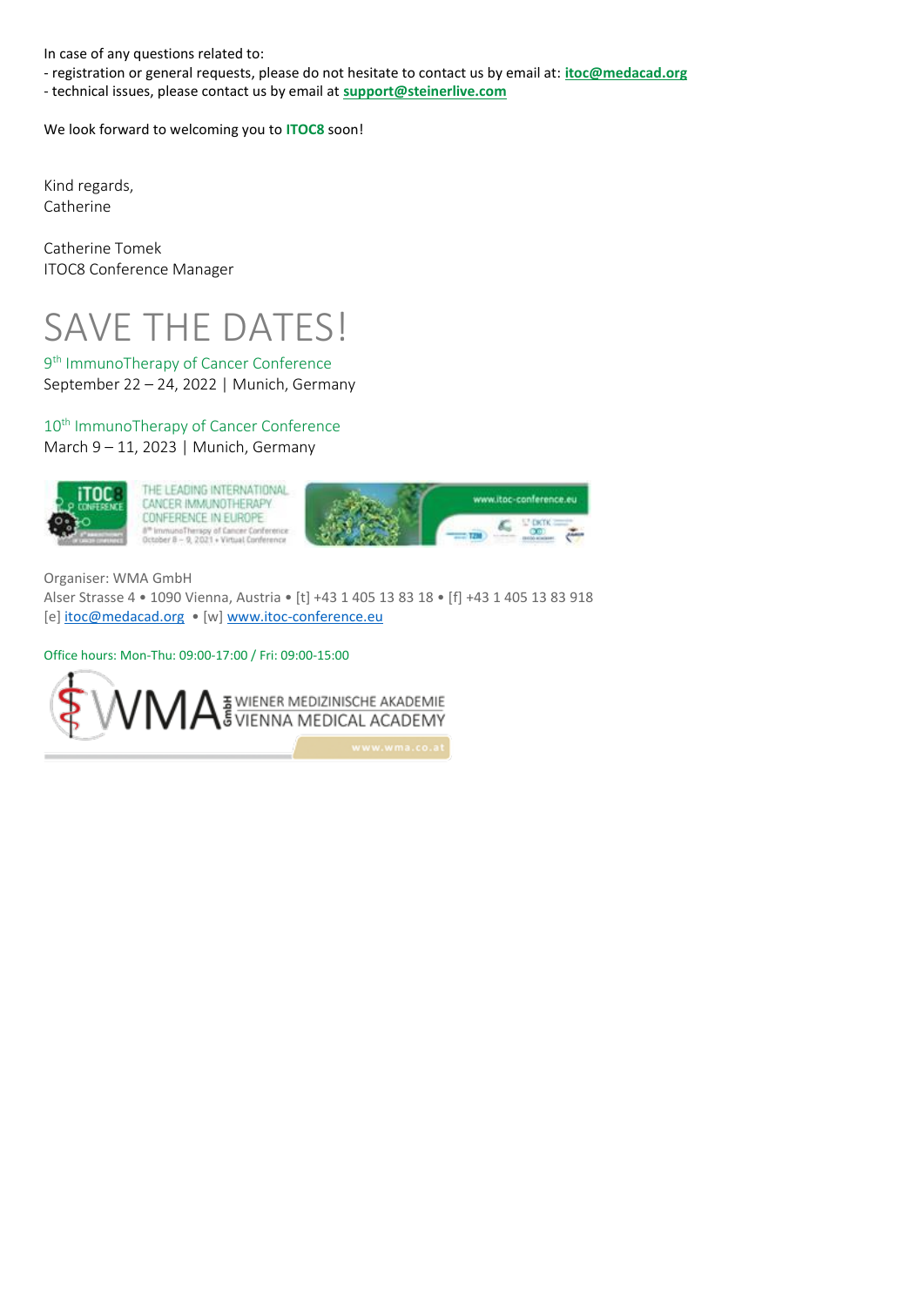In case of any questions related to:
- registration or general requests, please do not hesitate to contact us by email at: **itoc@medacad.org**
- technical issues, please contact us by email at **support@steinerlive.com**

We look forward to welcoming you to **ITOC8** soon!

Kind regards,
Catherine

Catherine Tomek
ITOC8 Conference Manager

# SAVE THE DATES!

9th ImmunoTherapy of Cancer Conference
September 22 – 24, 2022 | Munich, Germany

10th ImmunoTherapy of Cancer Conference
March 9 – 11, 2023 | Munich, Germany

Organiser: WMA GmbH
Alser Strasse 4 • 1090 Vienna, Austria • [t] +43 1 405 13 83 18 • [f] +43 1 405 13 83 918
[e] itoc@medacad.org • [w] www.itoc-conference.eu

Office hours: Mon-Thu: 09:00-17:00 / Fri: 09:00-15:00